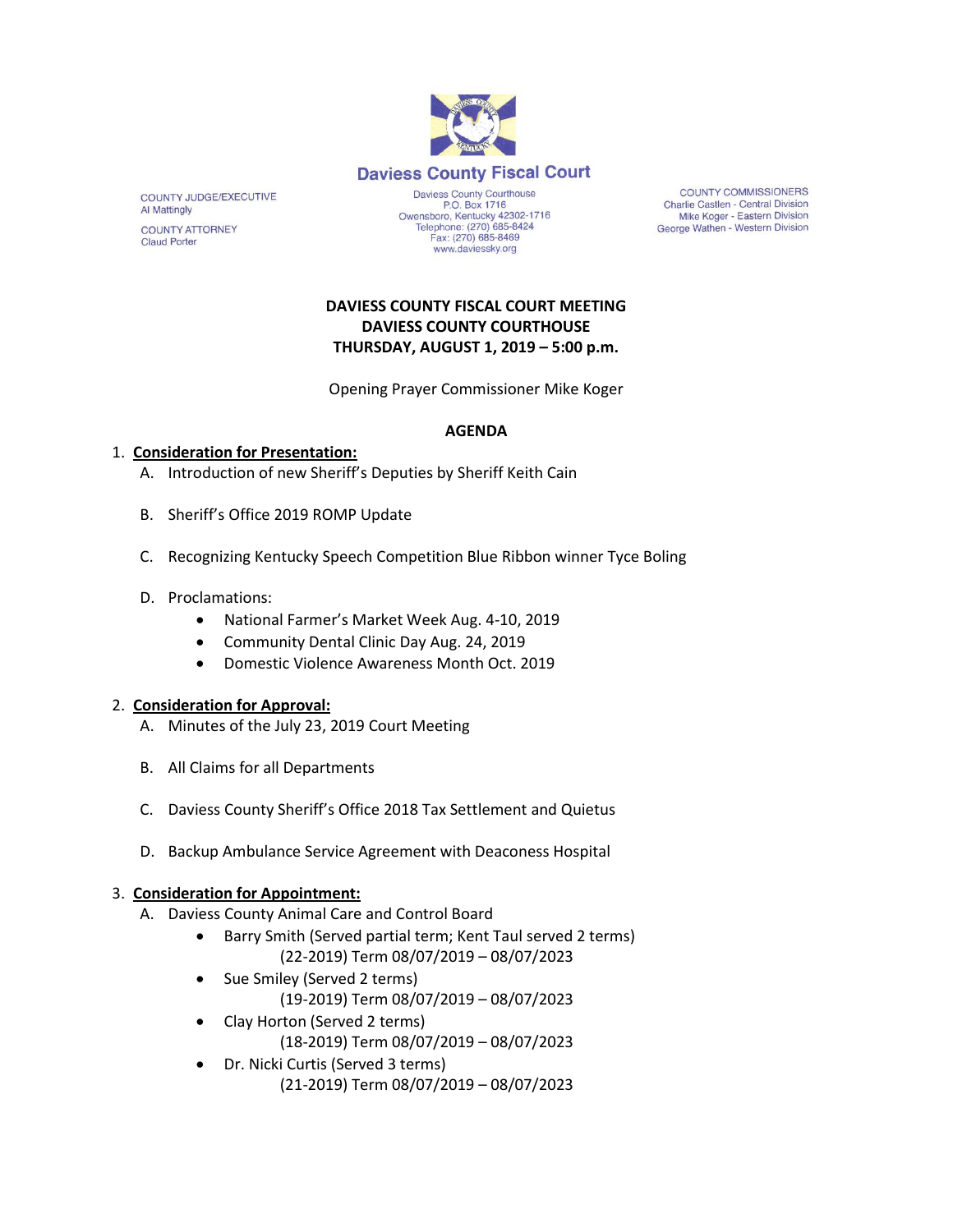# Daviess County Fiscal Court

COUNTY JUDGE/EXECUTIVE
Al Mattingly

COUNTY ATTORNEY
Claud Porter

Daviess County Courthouse
P.O. Box 1716
Owensboro, Kentucky 42302-1716
Telephone: (270) 685-8424
Fax: (270) 685-8469
www.daviessky.org

COUNTY COMMISSIONERS
Charlie Castlen - Central Division
Mike Koger - Eastern Division
George Wathen - Western Division

**DAVIESS COUNTY FISCAL COURT MEETING**
**DAVIESS COUNTY COURTHOUSE**
**THURSDAY, AUGUST 1, 2019 – 5:00 p.m.**

Opening Prayer Commissioner Mike Koger

**AGENDA**

1. **Consideration for Presentation:**
   A. Introduction of new Sheriff's Deputies by Sheriff Keith Cain

   B. Sheriff's Office 2019 ROMP Update

   C. Recognizing Kentucky Speech Competition Blue Ribbon winner Tyce Boling

   D. Proclamations:
      - National Farmer's Market Week Aug. 4-10, 2019
      - Community Dental Clinic Day Aug. 24, 2019
      - Domestic Violence Awareness Month Oct. 2019

2. **Consideration for Approval:**
   A. Minutes of the July 23, 2019 Court Meeting

   B. All Claims for all Departments

   C. Daviess County Sheriff's Office 2018 Tax Settlement and Quietus

   D. Backup Ambulance Service Agreement with Deaconess Hospital

3. **Consideration for Appointment:**
   A. Daviess County Animal Care and Control Board
      - Barry Smith (Served partial term; Kent Taul served 2 terms)
        (22-2019) Term 08/07/2019 – 08/07/2023
      - Sue Smiley (Served 2 terms)
        (19-2019) Term 08/07/2019 – 08/07/2023
      - Clay Horton (Served 2 terms)
        (18-2019) Term 08/07/2019 – 08/07/2023
      - Dr. Nicki Curtis (Served 3 terms)
        (21-2019) Term 08/07/2019 – 08/07/2023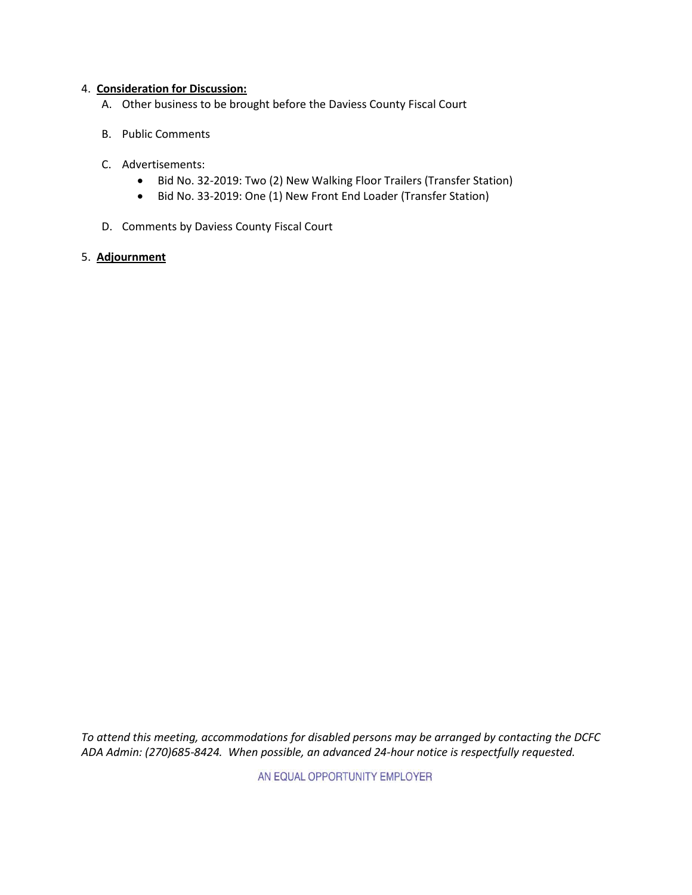4. **Consideration for Discussion:**
   A. Other business to be brought before the Daviess County Fiscal Court

   B. Public Comments

   C. Advertisements:
      - Bid No. 32-2019: Two (2) New Walking Floor Trailers (Transfer Station)
      - Bid No. 33-2019: One (1) New Front End Loader (Transfer Station)

   D. Comments by Daviess County Fiscal Court

5. **Adjournment**

*To attend this meeting, accommodations for disabled persons may be arranged by contacting the DCFC ADA Admin: (270)685-8424. When possible, an advanced 24-hour notice is respectfully requested.*

AN EQUAL OPPORTUNITY EMPLOYER